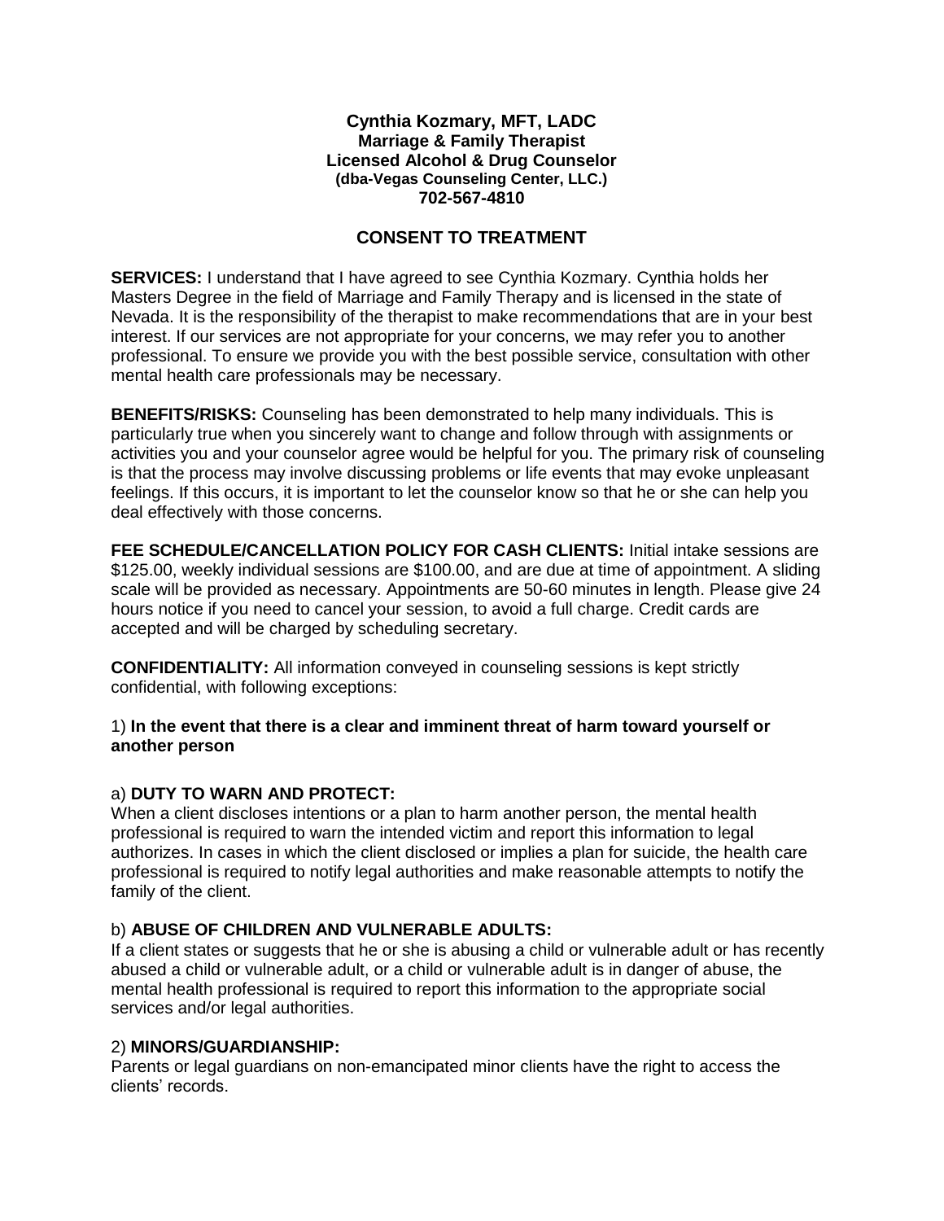**Cynthia Kozmary, MFT, LADC**
**Marriage & Family Therapist**
**Licensed Alcohol & Drug Counselor**
**(dba-Vegas Counseling Center, LLC.)**
**702-567-4810**

# CONSENT TO TREATMENT

**SERVICES:** I understand that I have agreed to see Cynthia Kozmary. Cynthia holds her Masters Degree in the field of Marriage and Family Therapy and is licensed in the state of Nevada. It is the responsibility of the therapist to make recommendations that are in your best interest. If our services are not appropriate for your concerns, we may refer you to another professional. To ensure we provide you with the best possible service, consultation with other mental health care professionals may be necessary.

**BENEFITS/RISKS:** Counseling has been demonstrated to help many individuals. This is particularly true when you sincerely want to change and follow through with assignments or activities you and your counselor agree would be helpful for you. The primary risk of counseling is that the process may involve discussing problems or life events that may evoke unpleasant feelings. If this occurs, it is important to let the counselor know so that he or she can help you deal effectively with those concerns.

**FEE SCHEDULE/CANCELLATION POLICY FOR CASH CLIENTS:** Initial intake sessions are $125.00, weekly individual sessions are $100.00, and are due at time of appointment. A sliding scale will be provided as necessary. Appointments are 50-60 minutes in length. Please give 24 hours notice if you need to cancel your session, to avoid a full charge. Credit cards are accepted and will be charged by scheduling secretary.

**CONFIDENTIALITY:** All information conveyed in counseling sessions is kept strictly confidential, with following exceptions:

1) **In the event that there is a clear and imminent threat of harm toward yourself or another person**

a) **DUTY TO WARN AND PROTECT:**
When a client discloses intentions or a plan to harm another person, the mental health professional is required to warn the intended victim and report this information to legal authorizes. In cases in which the client disclosed or implies a plan for suicide, the health care professional is required to notify legal authorities and make reasonable attempts to notify the family of the client.

b) **ABUSE OF CHILDREN AND VULNERABLE ADULTS:**
If a client states or suggests that he or she is abusing a child or vulnerable adult or has recently abused a child or vulnerable adult, or a child or vulnerable adult is in danger of abuse, the mental health professional is required to report this information to the appropriate social services and/or legal authorities.

2) **MINORS/GUARDIANSHIP:**
Parents or legal guardians on non-emancipated minor clients have the right to access the clients' records.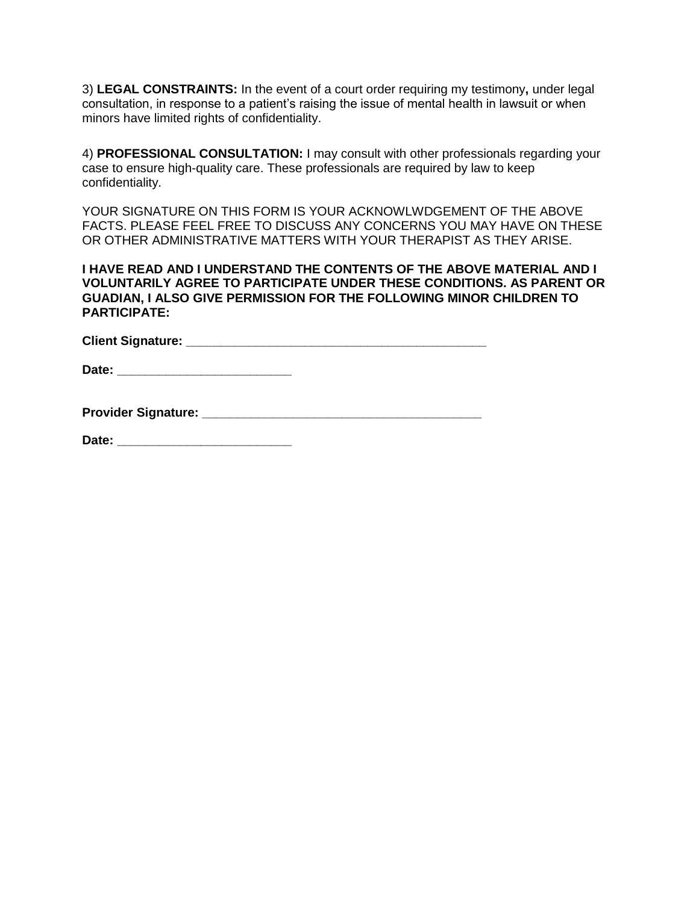3) **LEGAL CONSTRAINTS:** In the event of a court order requiring my testimony**,** under legal consultation, in response to a patient's raising the issue of mental health in lawsuit or when minors have limited rights of confidentiality.

4) **PROFESSIONAL CONSULTATION:** I may consult with other professionals regarding your case to ensure high-quality care. These professionals are required by law to keep confidentiality.

YOUR SIGNATURE ON THIS FORM IS YOUR ACKNOWLWDGEMENT OF THE ABOVE FACTS. PLEASE FEEL FREE TO DISCUSS ANY CONCERNS YOU MAY HAVE ON THESE OR OTHER ADMINISTRATIVE MATTERS WITH YOUR THERAPIST AS THEY ARISE.

**I HAVE READ AND I UNDERSTAND THE CONTENTS OF THE ABOVE MATERIAL AND I VOLUNTARILY AGREE TO PARTICIPATE UNDER THESE CONDITIONS. AS PARENT OR GUADIAN, I ALSO GIVE PERMISSION FOR THE FOLLOWING MINOR CHILDREN TO PARTICIPATE:**

**Client Signature: _____________________________________________**

**Date: _________________________**

**Provider Signature: __________________________________________**

**Date: _________________________**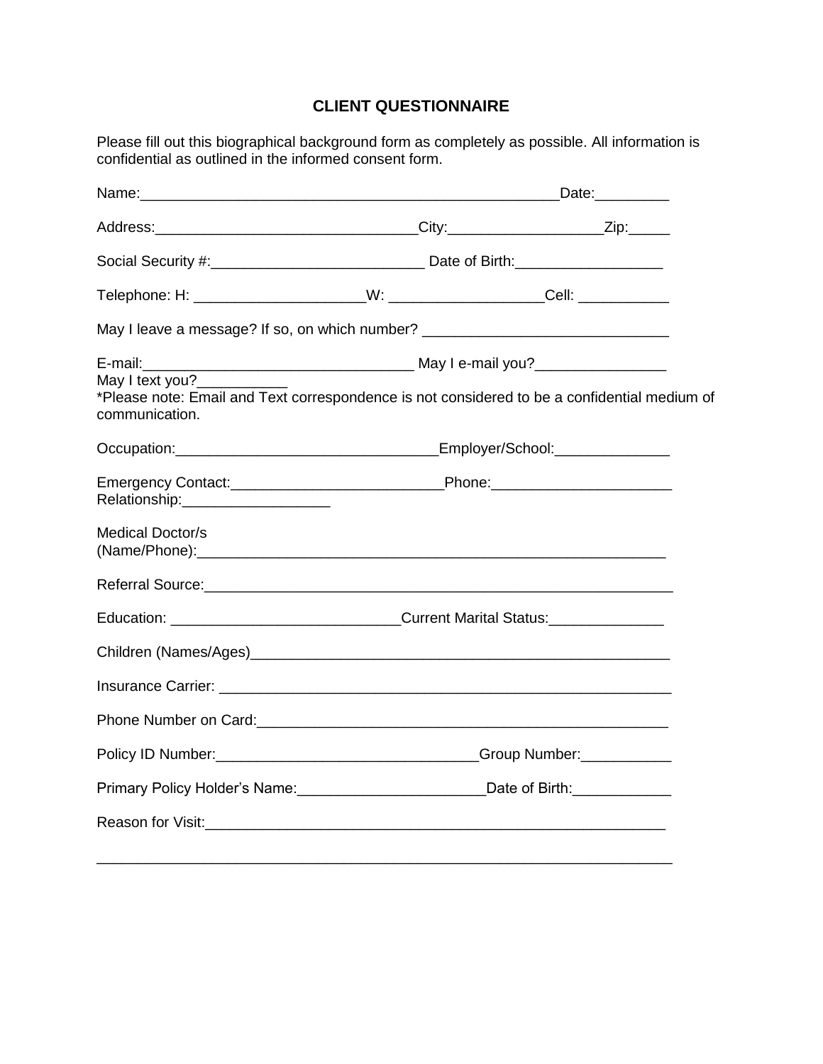# CLIENT QUESTIONNAIRE

Please fill out this biographical background form as completely as possible. All information is confidential as outlined in the informed consent form.

Name:____________________________________________________Date:_________

Address:_________________________________City:___________________Zip:_____

Social Security #:__________________________ Date of Birth:__________________

Telephone: H: _____________________W: ___________________Cell: ___________

May I leave a message? If so, on which number? ______________________________

E-mail:__________________________________ May I e-mail you?________________

May I text you?___________

*Please note: Email and Text correspondence is not considered to be a confidential medium of communication.

Occupation:________________________________Employer/School:______________

Emergency Contact:__________________________Phone:______________________

Relationship:__________________

Medical Doctor/s (Name/Phone):__________________________________________________________

Referral Source:___________________________________________________________

Education: ____________________________Current Marital Status:______________

Children (Names/Ages)_____________________________________________________

Insurance Carrier: _________________________________________________________

Phone Number on Card:____________________________________________________

Policy ID Number:________________________________Group Number:___________

Primary Policy Holder's Name:_______________________Date of Birth:____________

Reason for Visit:__________________________________________________________

________________________________________________________________________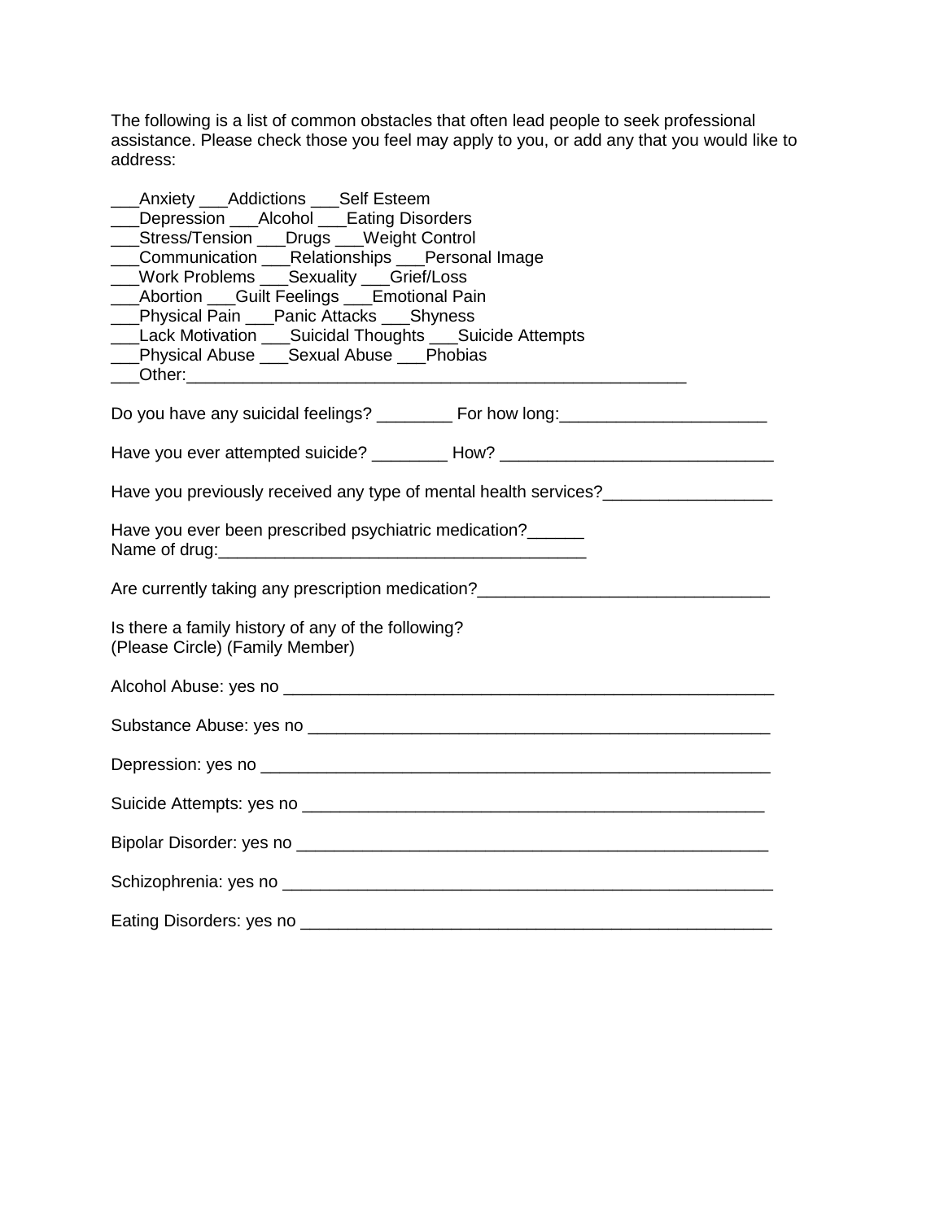The following is a list of common obstacles that often lead people to seek professional assistance. Please check those you feel may apply to you, or add any that you would like to address:

___Anxiety ___Addictions ___Self Esteem
___Depression ___Alcohol ___Eating Disorders
___Stress/Tension ___Drugs ___Weight Control
___Communication ___Relationships ___Personal Image
___Work Problems ___Sexuality ___Grief/Loss
___Abortion ___Guilt Feelings ___Emotional Pain
___Physical Pain ___Panic Attacks ___Shyness
___Lack Motivation ___Suicidal Thoughts ___Suicide Attempts
___Physical Abuse ___Sexual Abuse ___Phobias
___Other:_______________________________________________________

Do you have any suicidal feelings? ________ For how long:______________________

Have you ever attempted suicide? ________ How? _____________________________

Have you previously received any type of mental health services?__________________

Have you ever been prescribed psychiatric medication?______
Name of drug:________________________________________

Are currently taking any prescription medication?_______________________________

Is there a family history of any of the following?
(Please Circle) (Family Member)

Alcohol Abuse: yes no _____________________________________________________

Substance Abuse: yes no ___________________________________________________

Depression: yes no ________________________________________________________

Suicide Attempts: yes no ___________________________________________________

Bipolar Disorder: yes no ___________________________________________________

Schizophrenia: yes no _____________________________________________________

Eating Disorders: yes no ___________________________________________________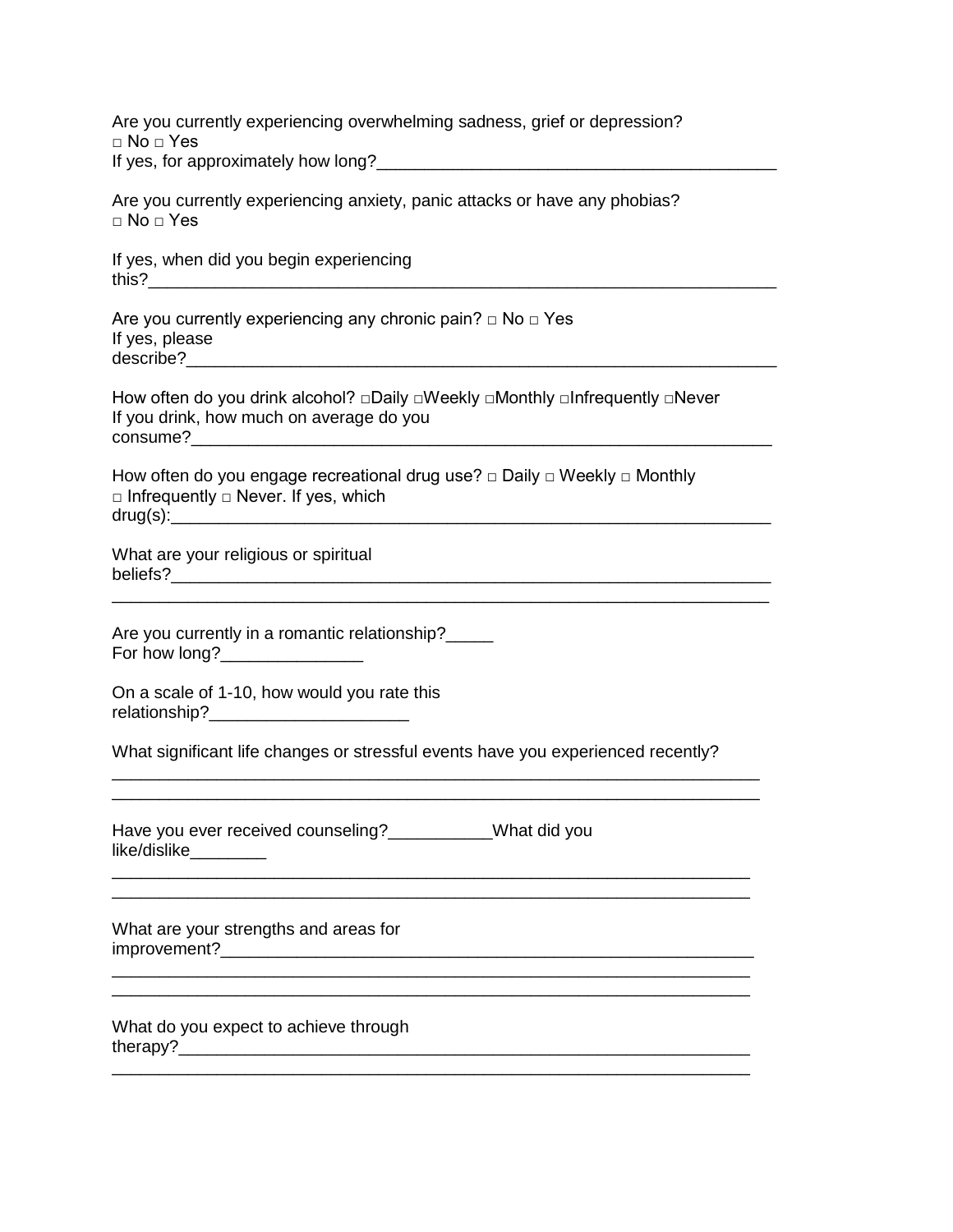Are you currently experiencing overwhelming sadness, grief or depression?
□ No □ Yes
If yes, for approximately how long?__________________________________________

Are you currently experiencing anxiety, panic attacks or have any phobias?
□ No □ Yes

If yes, when did you begin experiencing this?_____________________________________________________________________

Are you currently experiencing any chronic pain? □ No □ Yes
If yes, please describe?_________________________________________________________________

How often do you drink alcohol? □Daily □Weekly □Monthly □Infrequently □Never
If you drink, how much on average do you consume?_______________________________________________________________

How often do you engage recreational drug use? □ Daily □ Weekly □ Monthly
□ Infrequently □ Never. If yes, which drug(s):_________________________________________________________________

What are your religious or spiritual beliefs?_________________________________________________________________
______________________________________________________________________

Are you currently in a romantic relationship?_____
For how long?_______________

On a scale of 1-10, how would you rate this relationship?_____________________

What significant life changes or stressful events have you experienced recently?
______________________________________________________________________
______________________________________________________________________

Have you ever received counseling?___________What did you like/dislike________
______________________________________________________________________
______________________________________________________________________

What are your strengths and areas for improvement?___________________________________________________________
______________________________________________________________________
______________________________________________________________________

What do you expect to achieve through therapy?_______________________________________________________________
______________________________________________________________________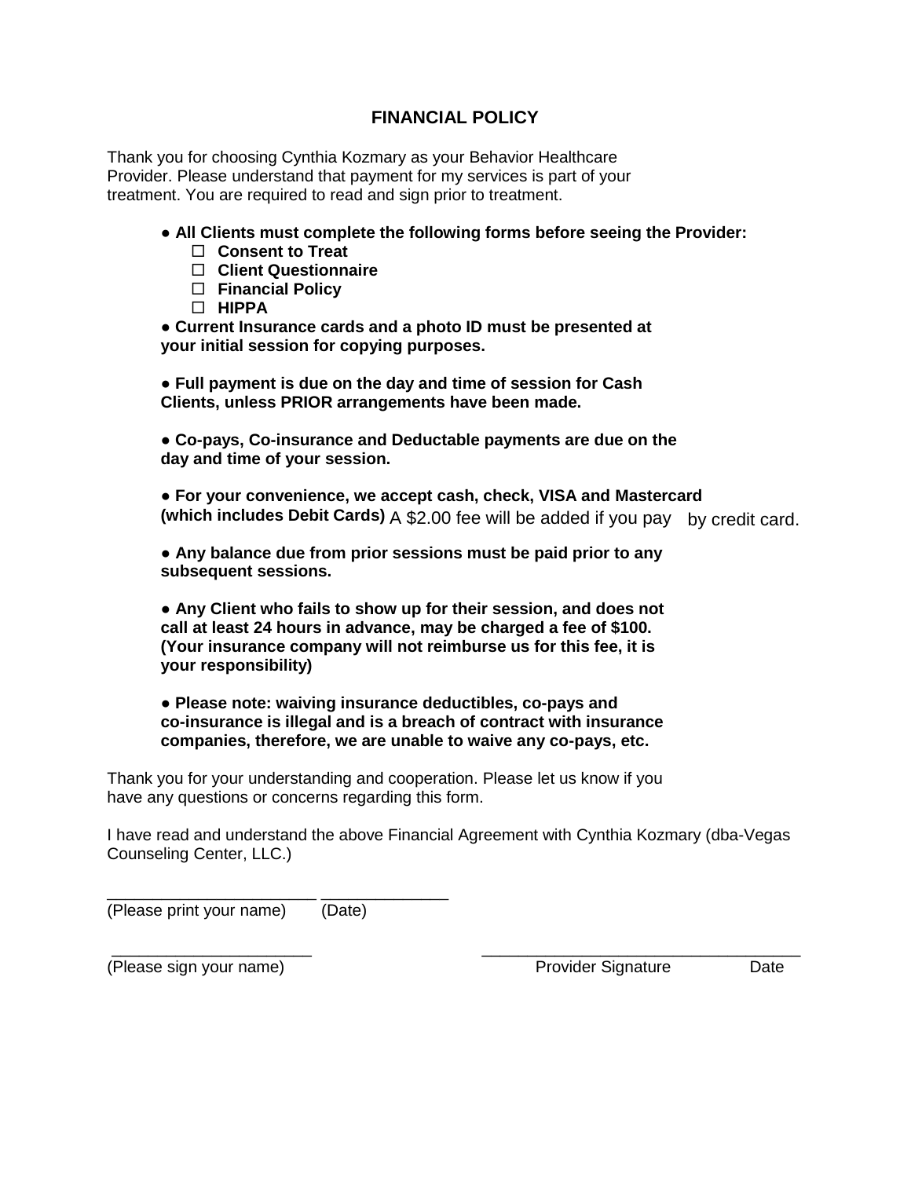# FINANCIAL POLICY

Thank you for choosing Cynthia Kozmary as your Behavior Healthcare Provider. Please understand that payment for my services is part of your treatment. You are required to read and sign prior to treatment.

- **All Clients must complete the following forms before seeing the Provider:**
  - ☐ **Consent to Treat**
  - ☐ **Client Questionnaire**
  - ☐ **Financial Policy**
  - ☐ **HIPPA**
- **Current Insurance cards and a photo ID must be presented at your initial session for copying purposes.**
- **Full payment is due on the day and time of session for Cash Clients, unless PRIOR arrangements have been made.**
- **Co-pays, Co-insurance and Deductable payments are due on the day and time of your session.**
- **For your convenience, we accept cash, check, VISA and Mastercard (which includes Debit Cards)** A $2.00 fee will be added if you pay by credit card.
- **Any balance due from prior sessions must be paid prior to any subsequent sessions.**
- **Any Client who fails to show up for their session, and does not call at least 24 hours in advance, may be charged a fee of $100. (Your insurance company will not reimburse us for this fee, it is your responsibility)**
- **Please note: waiving insurance deductibles, co-pays and co-insurance is illegal and is a breach of contract with insurance companies, therefore, we are unable to waive any co-pays, etc.**

Thank you for your understanding and cooperation. Please let us know if you have any questions or concerns regarding this form.

I have read and understand the above Financial Agreement with Cynthia Kozmary (dba-Vegas Counseling Center, LLC.)

______________________ ______________
(Please print your name) (Date)

______________________ ________________________________
(Please sign your name) Provider Signature Date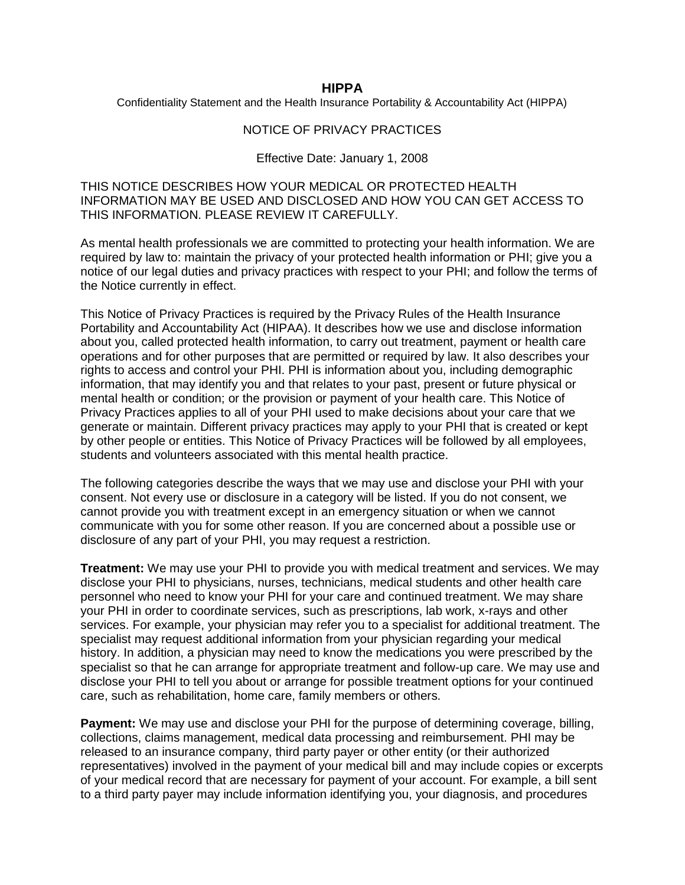# HIPPA

Confidentiality Statement and the Health Insurance Portability & Accountability Act (HIPPA)

NOTICE OF PRIVACY PRACTICES

Effective Date: January 1, 2008

THIS NOTICE DESCRIBES HOW YOUR MEDICAL OR PROTECTED HEALTH INFORMATION MAY BE USED AND DISCLOSED AND HOW YOU CAN GET ACCESS TO THIS INFORMATION. PLEASE REVIEW IT CAREFULLY.

As mental health professionals we are committed to protecting your health information. We are required by law to: maintain the privacy of your protected health information or PHI; give you a notice of our legal duties and privacy practices with respect to your PHI; and follow the terms of the Notice currently in effect.

This Notice of Privacy Practices is required by the Privacy Rules of the Health Insurance Portability and Accountability Act (HIPAA). It describes how we use and disclose information about you, called protected health information, to carry out treatment, payment or health care operations and for other purposes that are permitted or required by law. It also describes your rights to access and control your PHI. PHI is information about you, including demographic information, that may identify you and that relates to your past, present or future physical or mental health or condition; or the provision or payment of your health care. This Notice of Privacy Practices applies to all of your PHI used to make decisions about your care that we generate or maintain. Different privacy practices may apply to your PHI that is created or kept by other people or entities. This Notice of Privacy Practices will be followed by all employees, students and volunteers associated with this mental health practice.

The following categories describe the ways that we may use and disclose your PHI with your consent. Not every use or disclosure in a category will be listed. If you do not consent, we cannot provide you with treatment except in an emergency situation or when we cannot communicate with you for some other reason. If you are concerned about a possible use or disclosure of any part of your PHI, you may request a restriction.

**Treatment:** We may use your PHI to provide you with medical treatment and services. We may disclose your PHI to physicians, nurses, technicians, medical students and other health care personnel who need to know your PHI for your care and continued treatment. We may share your PHI in order to coordinate services, such as prescriptions, lab work, x-rays and other services. For example, your physician may refer you to a specialist for additional treatment. The specialist may request additional information from your physician regarding your medical history. In addition, a physician may need to know the medications you were prescribed by the specialist so that he can arrange for appropriate treatment and follow-up care. We may use and disclose your PHI to tell you about or arrange for possible treatment options for your continued care, such as rehabilitation, home care, family members or others.

**Payment:** We may use and disclose your PHI for the purpose of determining coverage, billing, collections, claims management, medical data processing and reimbursement. PHI may be released to an insurance company, third party payer or other entity (or their authorized representatives) involved in the payment of your medical bill and may include copies or excerpts of your medical record that are necessary for payment of your account. For example, a bill sent to a third party payer may include information identifying you, your diagnosis, and procedures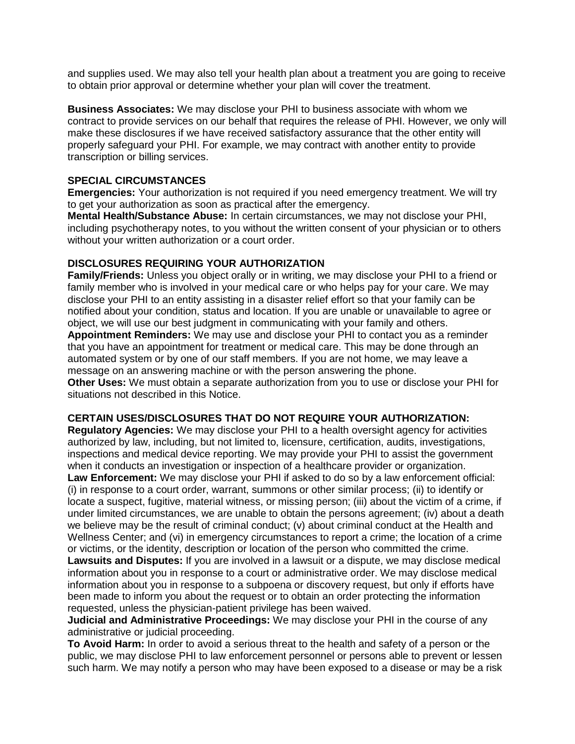and supplies used. We may also tell your health plan about a treatment you are going to receive to obtain prior approval or determine whether your plan will cover the treatment.

**Business Associates:** We may disclose your PHI to business associate with whom we contract to provide services on our behalf that requires the release of PHI. However, we only will make these disclosures if we have received satisfactory assurance that the other entity will properly safeguard your PHI. For example, we may contract with another entity to provide transcription or billing services.

**SPECIAL CIRCUMSTANCES**

**Emergencies:** Your authorization is not required if you need emergency treatment. We will try to get your authorization as soon as practical after the emergency.

**Mental Health/Substance Abuse:** In certain circumstances, we may not disclose your PHI, including psychotherapy notes, to you without the written consent of your physician or to others without your written authorization or a court order.

**DISCLOSURES REQUIRING YOUR AUTHORIZATION**

**Family/Friends:** Unless you object orally or in writing, we may disclose your PHI to a friend or family member who is involved in your medical care or who helps pay for your care. We may disclose your PHI to an entity assisting in a disaster relief effort so that your family can be notified about your condition, status and location. If you are unable or unavailable to agree or object, we will use our best judgment in communicating with your family and others.

**Appointment Reminders:** We may use and disclose your PHI to contact you as a reminder that you have an appointment for treatment or medical care. This may be done through an automated system or by one of our staff members. If you are not home, we may leave a message on an answering machine or with the person answering the phone.

**Other Uses:** We must obtain a separate authorization from you to use or disclose your PHI for situations not described in this Notice.

**CERTAIN USES/DISCLOSURES THAT DO NOT REQUIRE YOUR AUTHORIZATION:**

**Regulatory Agencies:** We may disclose your PHI to a health oversight agency for activities authorized by law, including, but not limited to, licensure, certification, audits, investigations, inspections and medical device reporting. We may provide your PHI to assist the government when it conducts an investigation or inspection of a healthcare provider or organization.

**Law Enforcement:** We may disclose your PHI if asked to do so by a law enforcement official: (i) in response to a court order, warrant, summons or other similar process; (ii) to identify or locate a suspect, fugitive, material witness, or missing person; (iii) about the victim of a crime, if under limited circumstances, we are unable to obtain the persons agreement; (iv) about a death we believe may be the result of criminal conduct; (v) about criminal conduct at the Health and Wellness Center; and (vi) in emergency circumstances to report a crime; the location of a crime or victims, or the identity, description or location of the person who committed the crime.

**Lawsuits and Disputes:** If you are involved in a lawsuit or a dispute, we may disclose medical information about you in response to a court or administrative order. We may disclose medical information about you in response to a subpoena or discovery request, but only if efforts have been made to inform you about the request or to obtain an order protecting the information requested, unless the physician-patient privilege has been waived.

**Judicial and Administrative Proceedings:** We may disclose your PHI in the course of any administrative or judicial proceeding.

**To Avoid Harm:** In order to avoid a serious threat to the health and safety of a person or the public, we may disclose PHI to law enforcement personnel or persons able to prevent or lessen such harm. We may notify a person who may have been exposed to a disease or may be a risk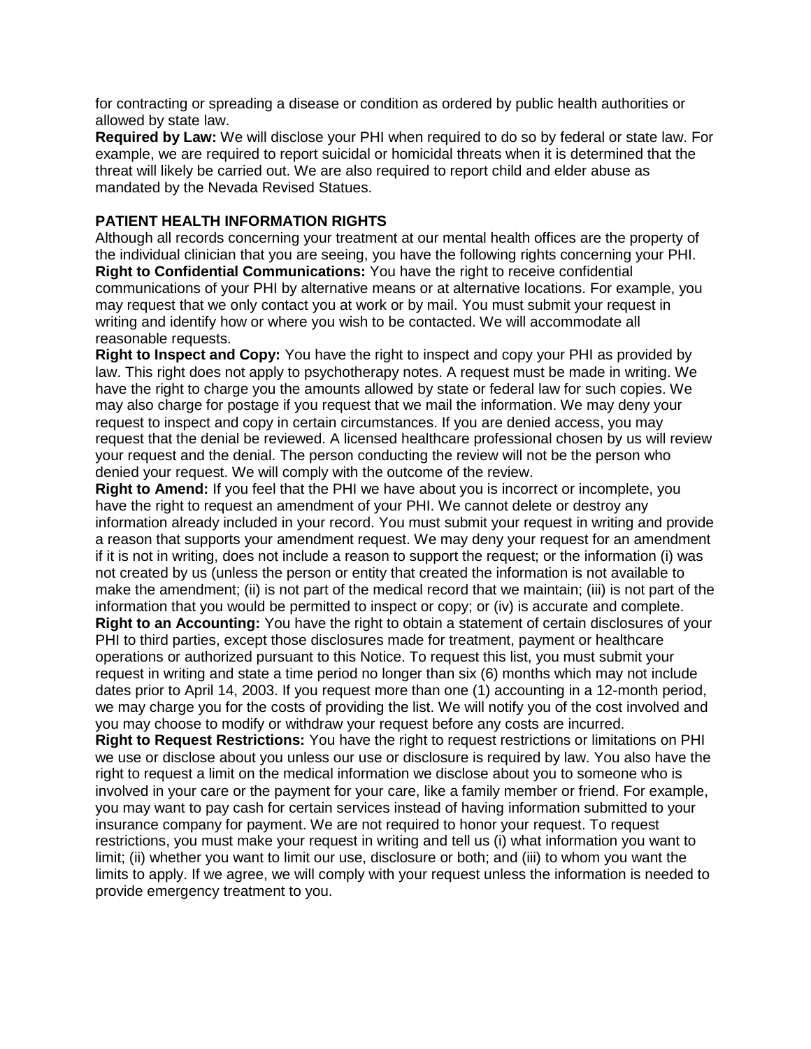for contracting or spreading a disease or condition as ordered by public health authorities or allowed by state law.

**Required by Law:** We will disclose your PHI when required to do so by federal or state law. For example, we are required to report suicidal or homicidal threats when it is determined that the threat will likely be carried out. We are also required to report child and elder abuse as mandated by the Nevada Revised Statues.

**PATIENT HEALTH INFORMATION RIGHTS**

Although all records concerning your treatment at our mental health offices are the property of the individual clinician that you are seeing, you have the following rights concerning your PHI.

**Right to Confidential Communications:** You have the right to receive confidential communications of your PHI by alternative means or at alternative locations. For example, you may request that we only contact you at work or by mail. You must submit your request in writing and identify how or where you wish to be contacted. We will accommodate all reasonable requests.

**Right to Inspect and Copy:** You have the right to inspect and copy your PHI as provided by law. This right does not apply to psychotherapy notes. A request must be made in writing. We have the right to charge you the amounts allowed by state or federal law for such copies. We may also charge for postage if you request that we mail the information. We may deny your request to inspect and copy in certain circumstances. If you are denied access, you may request that the denial be reviewed. A licensed healthcare professional chosen by us will review your request and the denial. The person conducting the review will not be the person who denied your request. We will comply with the outcome of the review.

**Right to Amend:** If you feel that the PHI we have about you is incorrect or incomplete, you have the right to request an amendment of your PHI. We cannot delete or destroy any information already included in your record. You must submit your request in writing and provide a reason that supports your amendment request. We may deny your request for an amendment if it is not in writing, does not include a reason to support the request; or the information (i) was not created by us (unless the person or entity that created the information is not available to make the amendment; (ii) is not part of the medical record that we maintain; (iii) is not part of the information that you would be permitted to inspect or copy; or (iv) is accurate and complete.

**Right to an Accounting:** You have the right to obtain a statement of certain disclosures of your PHI to third parties, except those disclosures made for treatment, payment or healthcare operations or authorized pursuant to this Notice. To request this list, you must submit your request in writing and state a time period no longer than six (6) months which may not include dates prior to April 14, 2003. If you request more than one (1) accounting in a 12-month period, we may charge you for the costs of providing the list. We will notify you of the cost involved and you may choose to modify or withdraw your request before any costs are incurred.

**Right to Request Restrictions:** You have the right to request restrictions or limitations on PHI we use or disclose about you unless our use or disclosure is required by law. You also have the right to request a limit on the medical information we disclose about you to someone who is involved in your care or the payment for your care, like a family member or friend. For example, you may want to pay cash for certain services instead of having information submitted to your insurance company for payment. We are not required to honor your request. To request restrictions, you must make your request in writing and tell us (i) what information you want to limit; (ii) whether you want to limit our use, disclosure or both; and (iii) to whom you want the limits to apply. If we agree, we will comply with your request unless the information is needed to provide emergency treatment to you.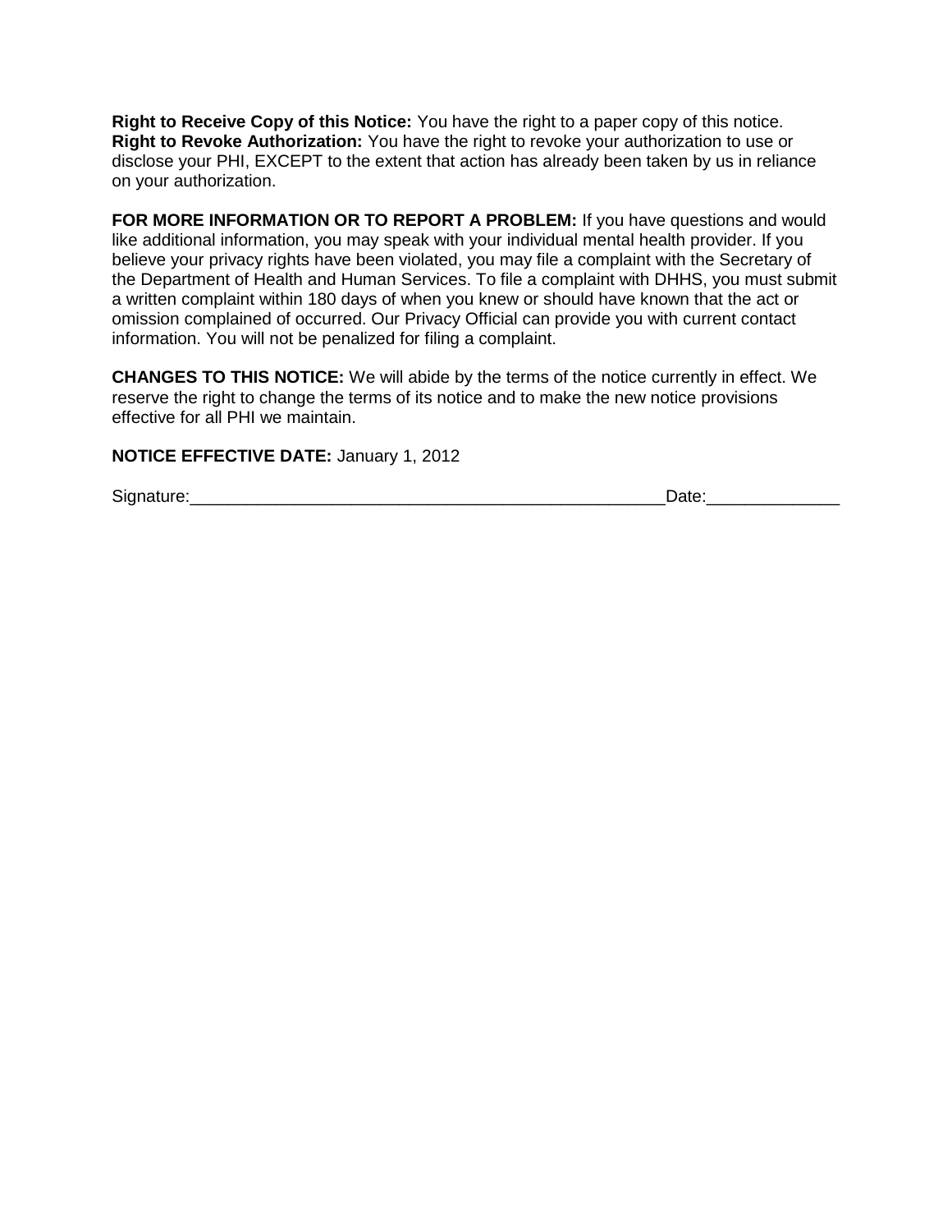**Right to Receive Copy of this Notice:** You have the right to a paper copy of this notice.
**Right to Revoke Authorization:** You have the right to revoke your authorization to use or disclose your PHI, EXCEPT to the extent that action has already been taken by us in reliance on your authorization.

**FOR MORE INFORMATION OR TO REPORT A PROBLEM:** If you have questions and would like additional information, you may speak with your individual mental health provider. If you believe your privacy rights have been violated, you may file a complaint with the Secretary of the Department of Health and Human Services. To file a complaint with DHHS, you must submit a written complaint within 180 days of when you knew or should have known that the act or omission complained of occurred. Our Privacy Official can provide you with current contact information. You will not be penalized for filing a complaint.

**CHANGES TO THIS NOTICE:** We will abide by the terms of the notice currently in effect. We reserve the right to change the terms of its notice and to make the new notice provisions effective for all PHI we maintain.

**NOTICE EFFECTIVE DATE:** January 1, 2012

Signature:____________________________________________________Date:______________